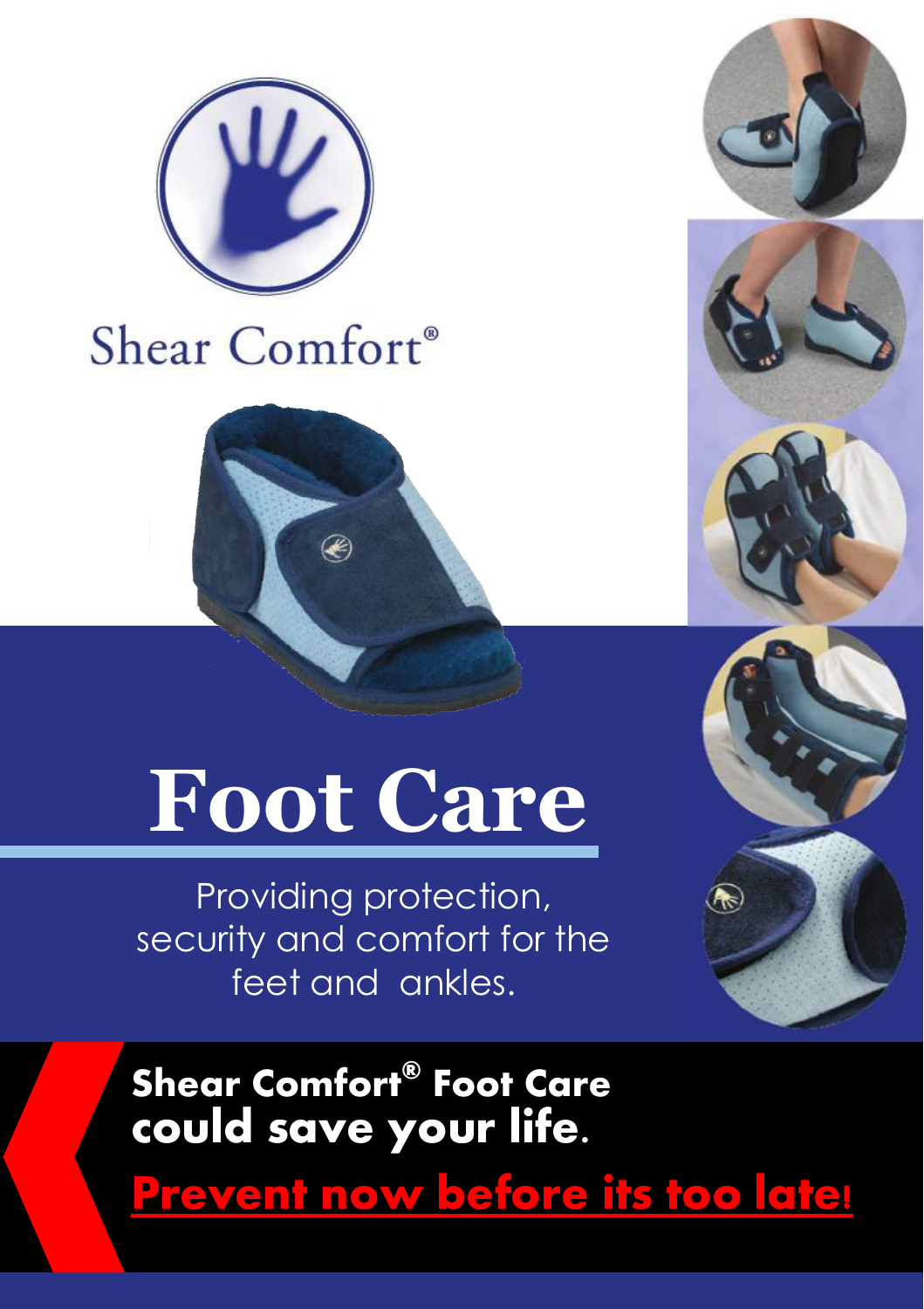Shear Comfort®

# Foot Care

Providing protection, security and comfort for the feet and ankles.

**Shear Comfort® Foot Care could save your life.**

**Prevent now before its too late!**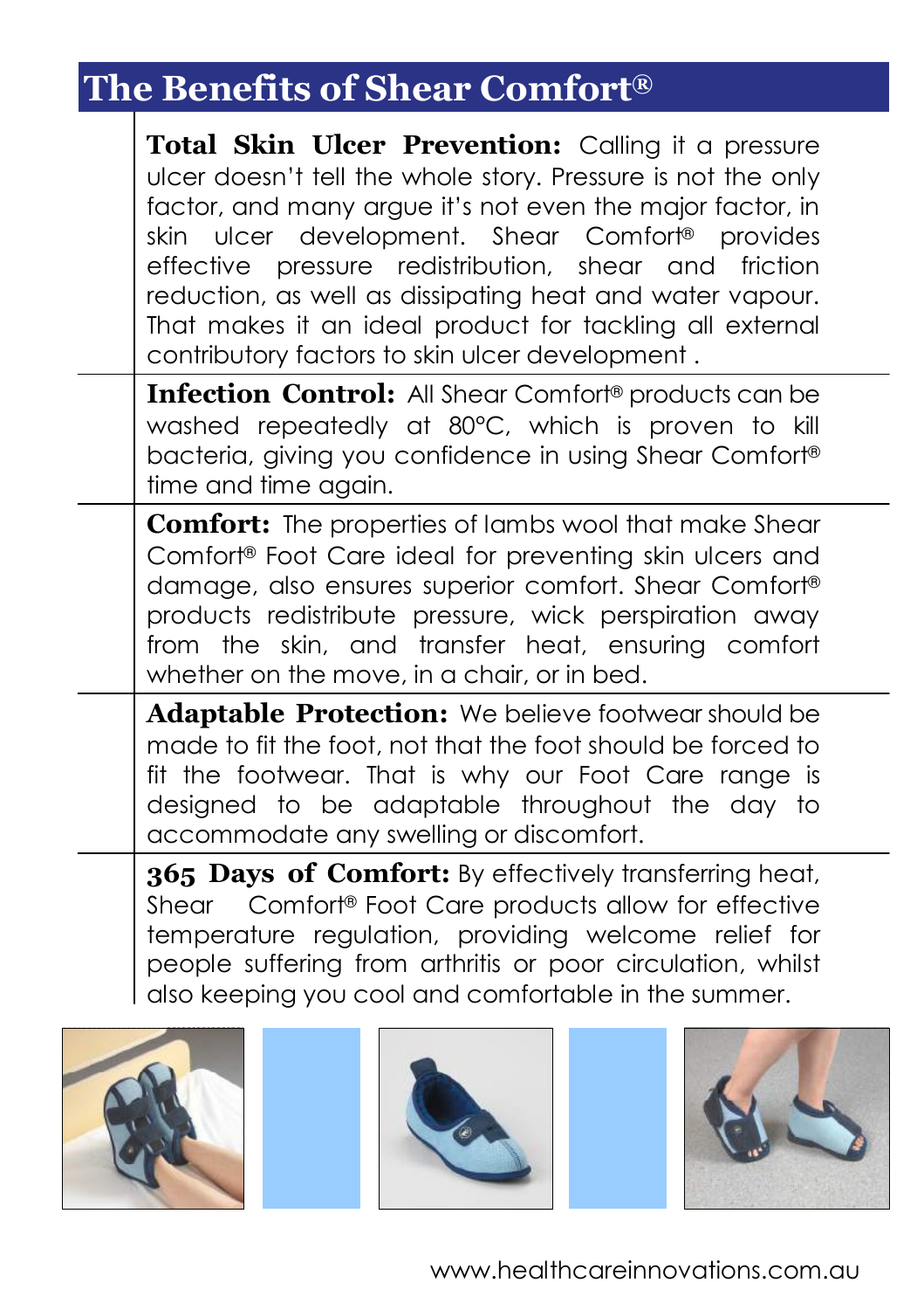## The Benefits of Shear Comfort®

**Total Skin Ulcer Prevention:** Calling it a pressure ulcer doesn't tell the whole story. Pressure is not the only factor, and many argue it's not even the major factor, in skin ulcer development. Shear Comfort® provides effective pressure redistribution, shear and friction reduction, as well as dissipating heat and water vapour. That makes it an ideal product for tackling all external contributory factors to skin ulcer development .

**Infection Control:** All Shear Comfort® products can be washed repeatedly at 80°C, which is proven to kill bacteria, giving you confidence in using Shear Comfort® time and time again.

**Comfort:** The properties of lambs wool that make Shear Comfort® Foot Care ideal for preventing skin ulcers and damage, also ensures superior comfort. Shear Comfort® products redistribute pressure, wick perspiration away from the skin, and transfer heat, ensuring comfort whether on the move, in a chair, or in bed.

**Adaptable Protection:** We believe footwear should be made to fit the foot, not that the foot should be forced to fit the footwear. That is why our Foot Care range is designed to be adaptable throughout the day to accommodate any swelling or discomfort.

**365 Days of Comfort:** By effectively transferring heat, Shear Comfort® Foot Care products allow for effective temperature regulation, providing welcome relief for people suffering from arthritis or poor circulation, whilst also keeping you cool and comfortable in the summer.

www.healthcareinnovations.com.au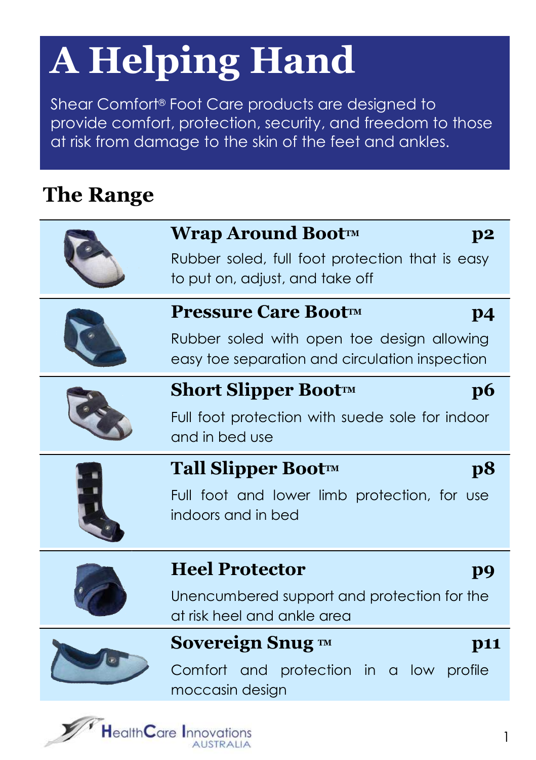# A Helping Hand

Shear Comfort® Foot Care products are designed to provide comfort, protection, security, and freedom to those at risk from damage to the skin of the feet and ankles.

## The Range

### Wrap Around Boot™ p2

Rubber soled, full foot protection that is easy to put on, adjust, and take off

### Pressure Care Boot™ p4

Rubber soled with open toe design allowing easy toe separation and circulation inspection

### Short Slipper Boot™ p6

Full foot protection with suede sole for indoor and in bed use

### Tall Slipper Boot™ p8

Full foot and lower limb protection, for use indoors and in bed

### Heel Protector p9

Unencumbered support and protection for the at risk heel and ankle area

### Sovereign Snug ™ p11

Comfort and protection in a low profile moccasin design

HealthCare Innovations AUSTRALIA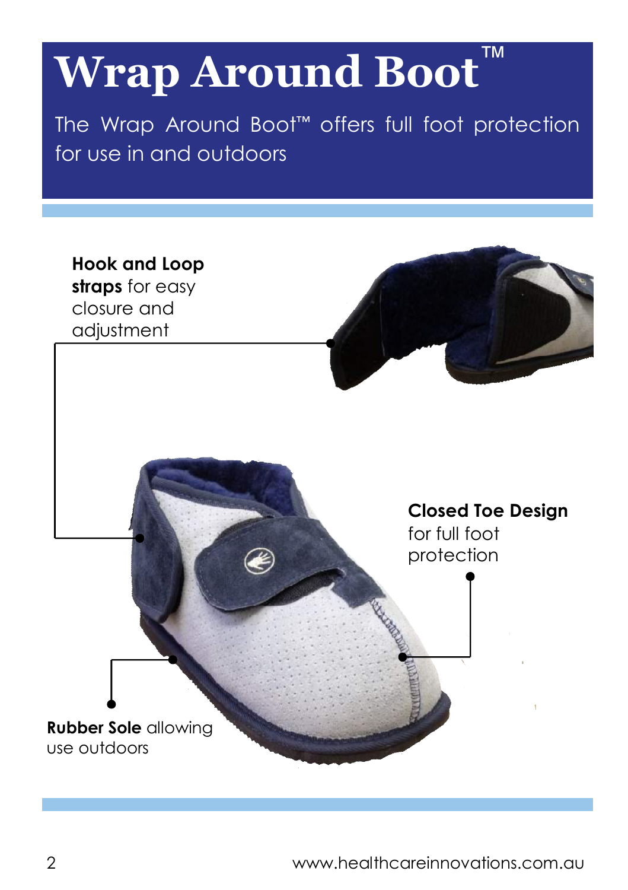# Wrap Around Boot™

The Wrap Around Boot™ offers full foot protection for use in and outdoors

**Hook and Loop straps** for easy closure and adjustment

**Closed Toe Design** for full foot protection

**Rubber Sole** allowing use outdoors

www.healthcareinnovations.com.au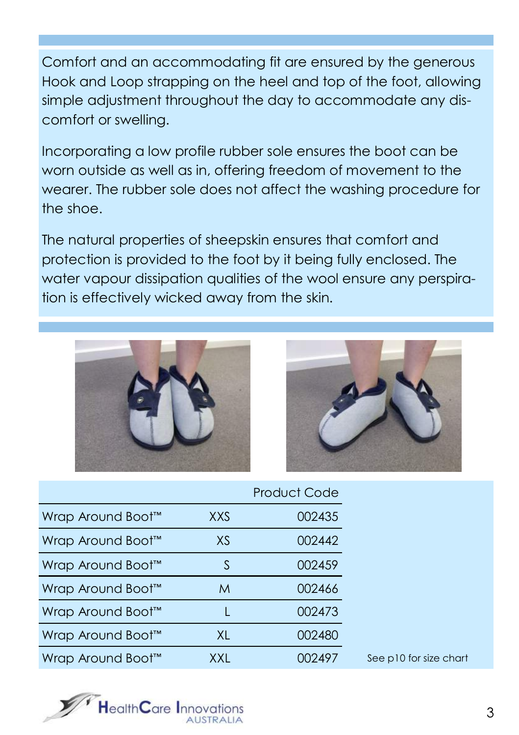Comfort and an accommodating fit are ensured by the generous Hook and Loop strapping on the heel and top of the foot, allowing simple adjustment throughout the day to accommodate any discomfort or swelling.

Incorporating a low profile rubber sole ensures the boot can be worn outside as well as in, offering freedom of movement to the wearer. The rubber sole does not affect the washing procedure for the shoe.

The natural properties of sheepskin ensures that comfort and protection is provided to the foot by it being fully enclosed. The water vapour dissipation qualities of the wool ensure any perspiration is effectively wicked away from the skin.

| | | Product Code |
|---|---|---|
| Wrap Around Boot™ | XXS | 002435 |
| Wrap Around Boot™ | XS | 002442 |
| Wrap Around Boot™ | S | 002459 |
| Wrap Around Boot™ | M | 002466 |
| Wrap Around Boot™ | L | 002473 |
| Wrap Around Boot™ | XL | 002480 |
| Wrap Around Boot™ | XXL | 002497 |

See p10 for size chart

HealthCare Innovations AUSTRALIA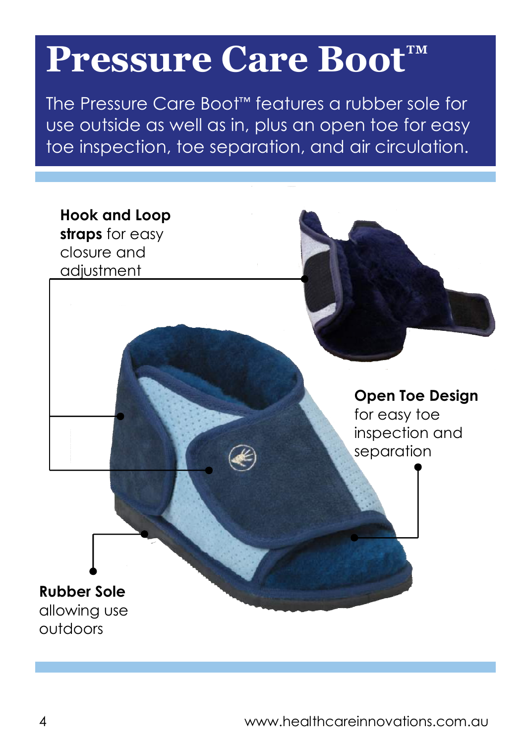# Pressure Care Boot™

The Pressure Care Boot™ features a rubber sole for use outside as well as in, plus an open toe for easy toe inspection, toe separation, and air circulation.

**Hook and Loop straps** for easy closure and adjustment

**Open Toe Design** for easy toe inspection and separation

**Rubber Sole** allowing use outdoors

www.healthcareinnovations.com.au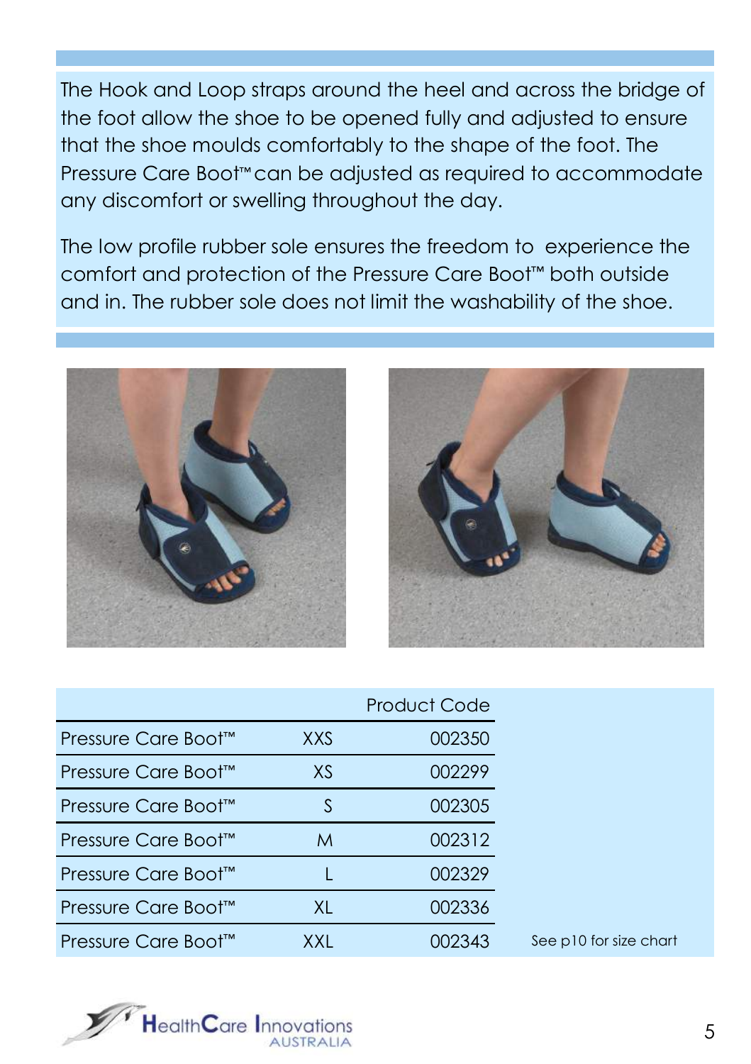The Hook and Loop straps around the heel and across the bridge of the foot allow the shoe to be opened fully and adjusted to ensure that the shoe moulds comfortably to the shape of the foot. The Pressure Care Boot™ can be adjusted as required to accommodate any discomfort or swelling throughout the day.

The low profile rubber sole ensures the freedom to experience the comfort and protection of the Pressure Care Boot™ both outside and in. The rubber sole does not limit the washability of the shoe.

| | | Product Code |
|---|---|---|
| Pressure Care Boot™ | XXS | 002350 |
| Pressure Care Boot™ | XS | 002299 |
| Pressure Care Boot™ | S | 002305 |
| Pressure Care Boot™ | M | 002312 |
| Pressure Care Boot™ | L | 002329 |
| Pressure Care Boot™ | XL | 002336 |
| Pressure Care Boot™ | XXL | 002343 |

See p10 for size chart

HealthCare Innovations AUSTRALIA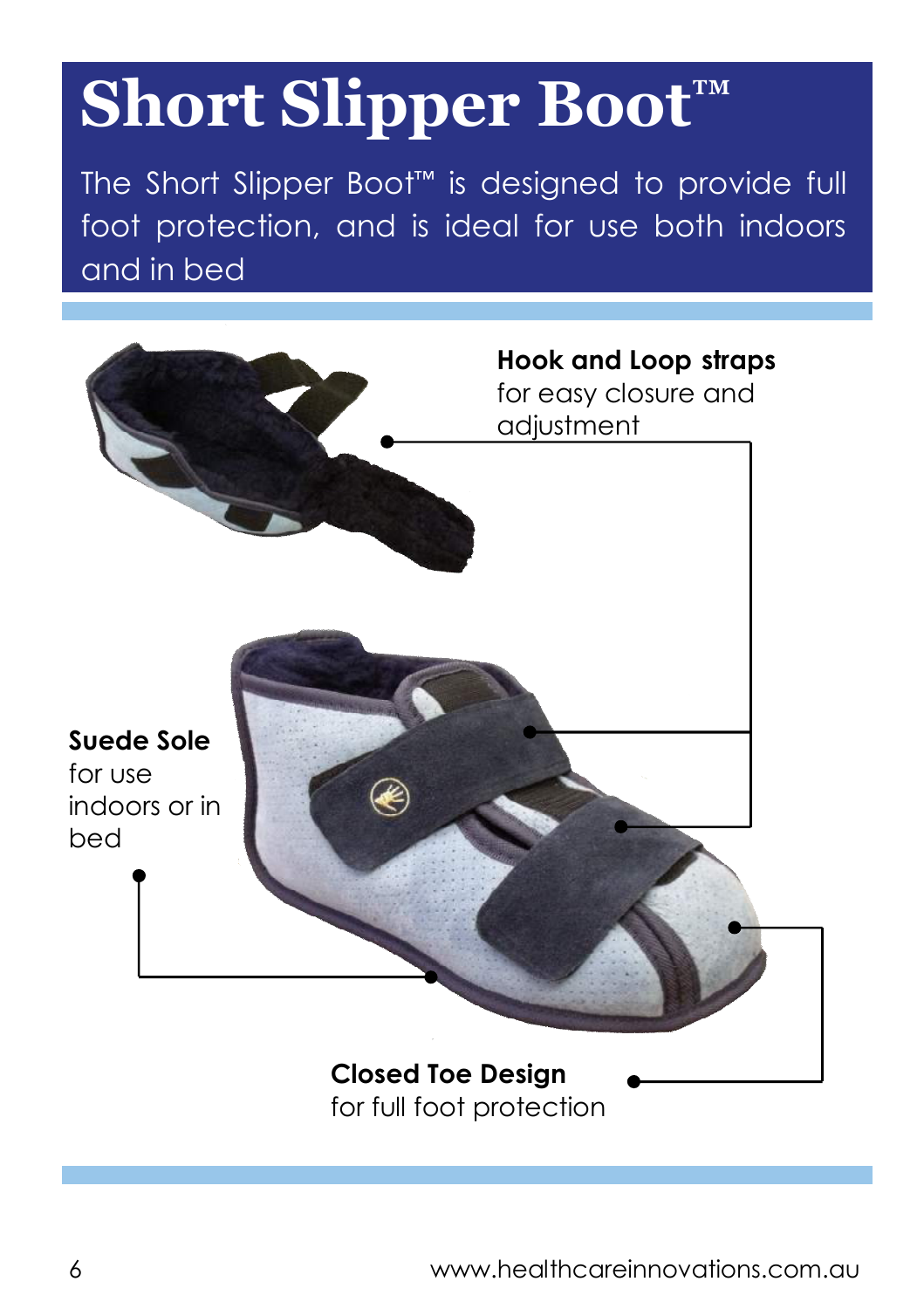# Short Slipper Boot™

The Short Slipper Boot™ is designed to provide full foot protection, and is ideal for use both indoors and in bed

**Hook and Loop straps** for easy closure and adjustment

**Suede Sole** for use indoors or in bed

**Closed Toe Design** for full foot protection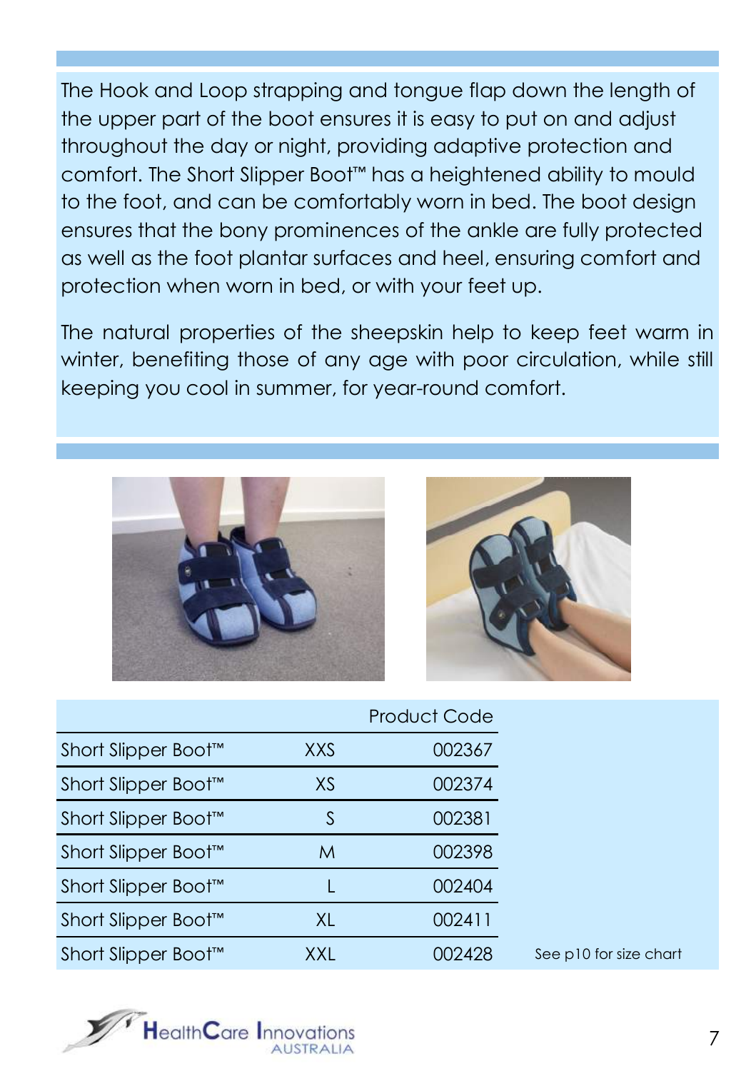The Hook and Loop strapping and tongue flap down the length of the upper part of the boot ensures it is easy to put on and adjust throughout the day or night, providing adaptive protection and comfort. The Short Slipper Boot™ has a heightened ability to mould to the foot, and can be comfortably worn in bed. The boot design ensures that the bony prominences of the ankle are fully protected as well as the foot plantar surfaces and heel, ensuring comfort and protection when worn in bed, or with your feet up.

The natural properties of the sheepskin help to keep feet warm in winter, benefiting those of any age with poor circulation, while still keeping you cool in summer, for year-round comfort.

| | | Product Code |
|---|---|---|
| Short Slipper Boot™ | XXS | 002367 |
| Short Slipper Boot™ | XS | 002374 |
| Short Slipper Boot™ | S | 002381 |
| Short Slipper Boot™ | M | 002398 |
| Short Slipper Boot™ | L | 002404 |
| Short Slipper Boot™ | XL | 002411 |
| Short Slipper Boot™ | XXL | 002428 |

See p10 for size chart

HealthCare Innovations AUSTRALIA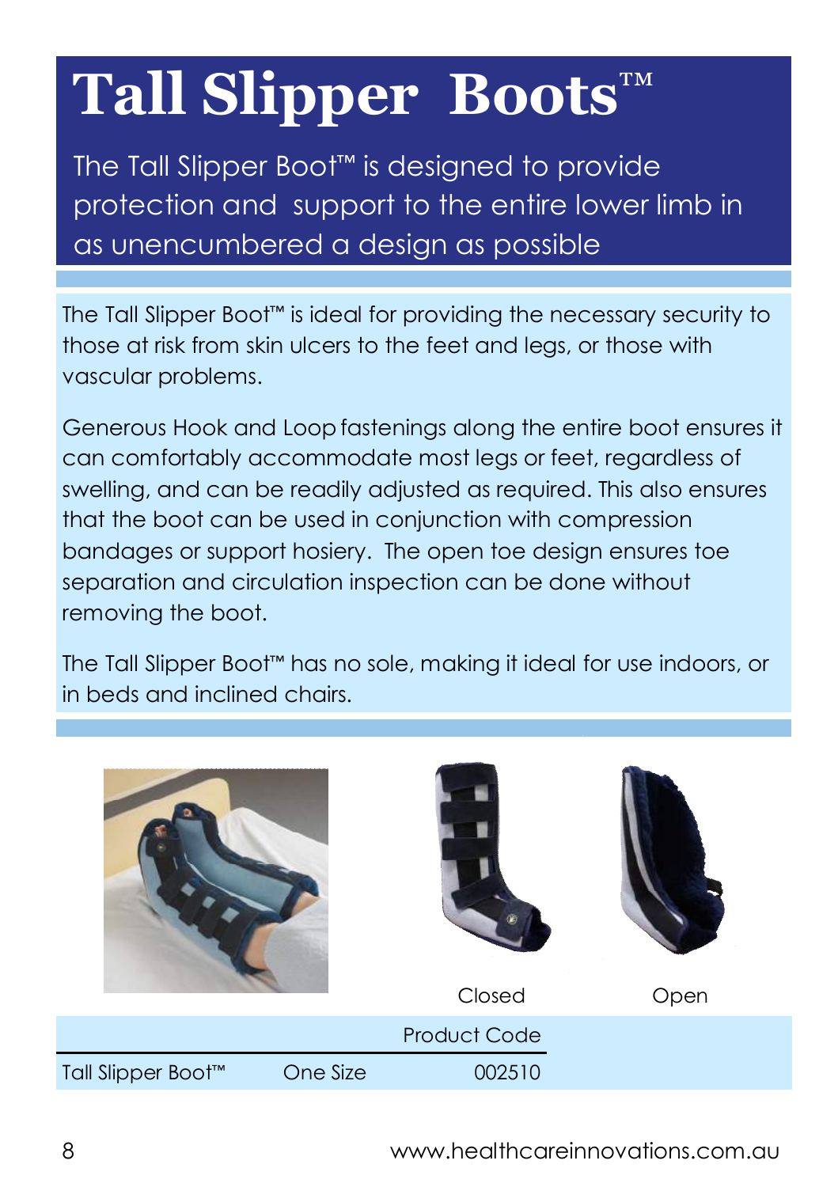# Tall Slipper Boots™

The Tall Slipper Boot™ is designed to provide protection and support to the entire lower limb in as unencumbered a design as possible

The Tall Slipper Boot™ is ideal for providing the necessary security to those at risk from skin ulcers to the feet and legs, or those with vascular problems.

Generous Hook and Loop fastenings along the entire boot ensures it can comfortably accommodate most legs or feet, regardless of swelling, and can be readily adjusted as required. This also ensures that the boot can be used in conjunction with compression bandages or support hosiery. The open toe design ensures toe separation and circulation inspection can be done without removing the boot.

The Tall Slipper Boot™ has no sole, making it ideal for use indoors, or in beds and inclined chairs.

Closed

Open

| | | Product Code |
|---|---|---|
| Tall Slipper Boot™ | One Size | 002510 |

www.healthcareinnovations.com.au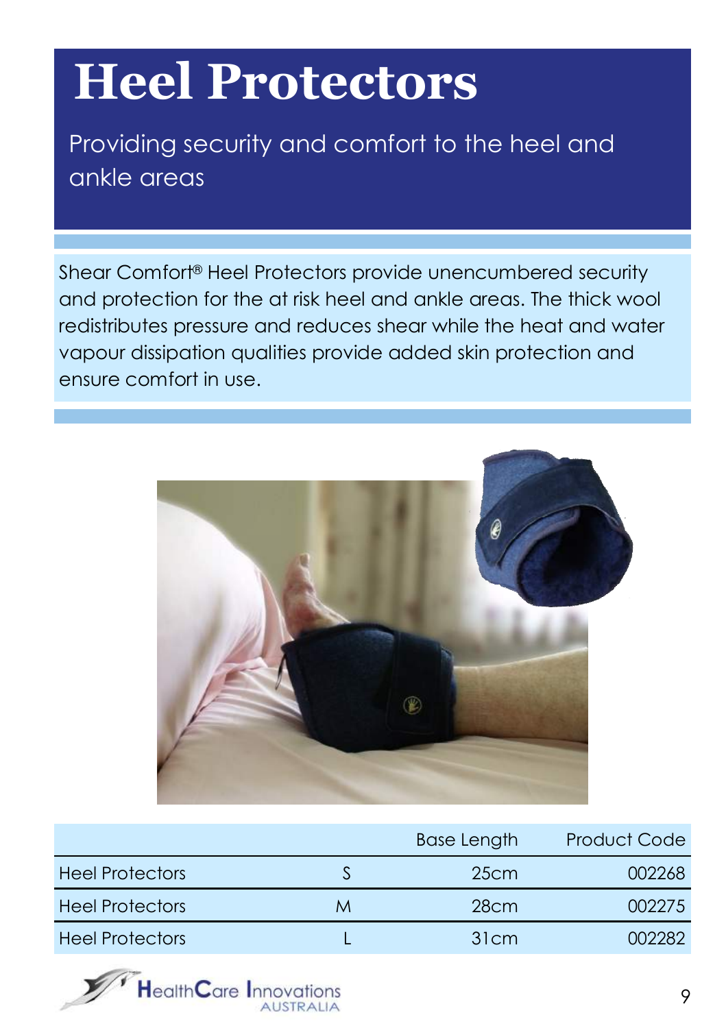# Heel Protectors

Providing security and comfort to the heel and ankle areas

Shear Comfort® Heel Protectors provide unencumbered security and protection for the at risk heel and ankle areas. The thick wool redistributes pressure and reduces shear while the heat and water vapour dissipation qualities provide added skin protection and ensure comfort in use.

| | | Base Length | Product Code |
|---|---|---|---|
| Heel Protectors | S | 25cm | 002268 |
| Heel Protectors | M | 28cm | 002275 |
| Heel Protectors | L | 31cm | 002282 |

HealthCare Innovations AUSTRALIA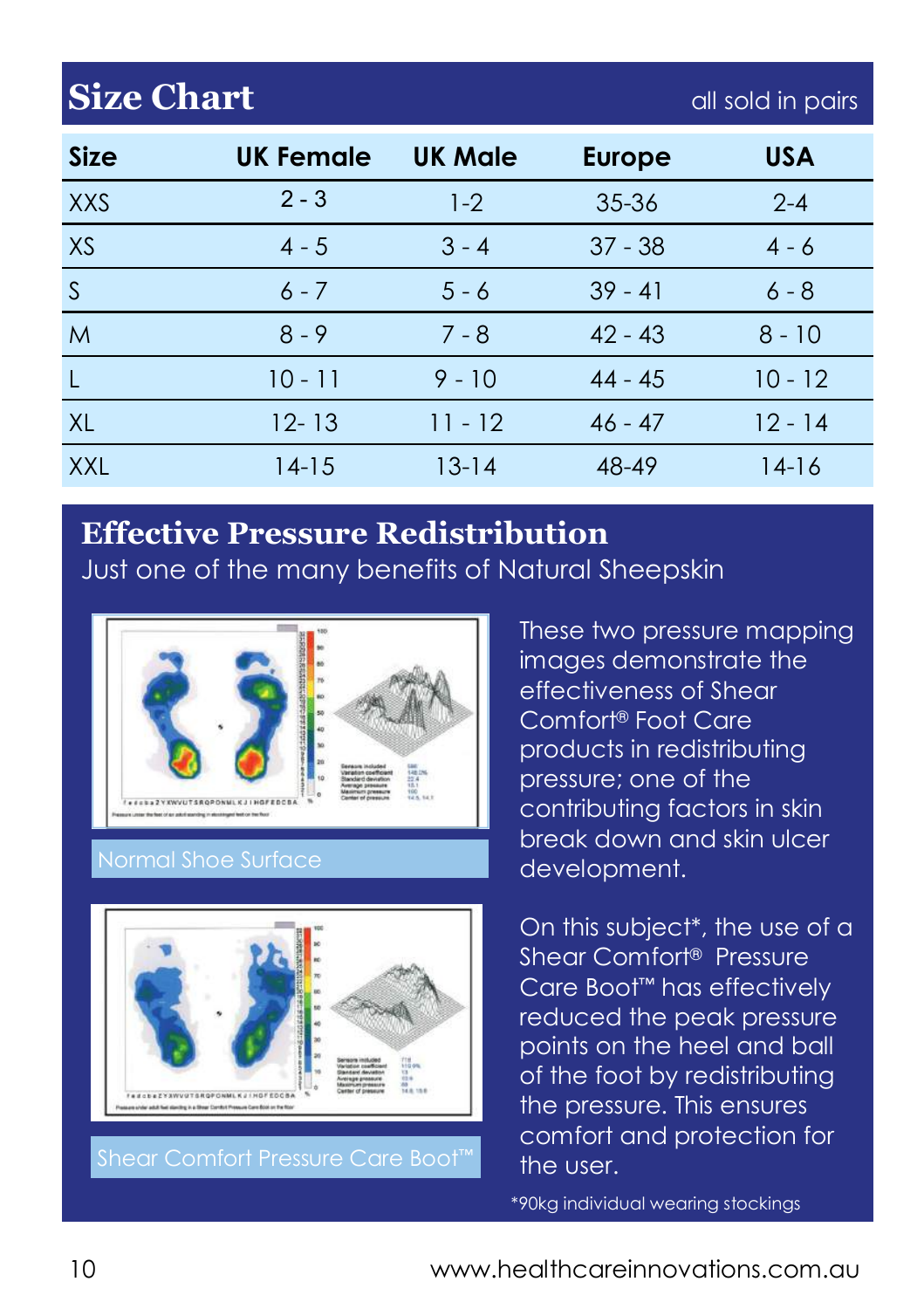## Size Chart

all sold in pairs

| Size | UK Female | UK Male | Europe | USA |
|---|---|---|---|---|
| XXS | 2 - 3 | 1-2 | 35-36 | 2-4 |
| XS | 4 - 5 | 3 - 4 | 37 - 38 | 4 - 6 |
| S | 6 - 7 | 5 - 6 | 39 - 41 | 6 - 8 |
| M | 8 - 9 | 7 - 8 | 42 - 43 | 8 - 10 |
| L | 10 - 11 | 9 - 10 | 44 - 45 | 10 - 12 |
| XL | 12- 13 | 11 - 12 | 46 - 47 | 12 - 14 |
| XXL | 14-15 | 13-14 | 48-49 | 14-16 |

## Effective Pressure Redistribution

Just one of the many benefits of Natural Sheepskin

Normal Shoe Surface

Shear Comfort Pressure Care Boot™

These two pressure mapping images demonstrate the effectiveness of Shear Comfort® Foot Care products in redistributing pressure; one of the contributing factors in skin break down and skin ulcer development.

On this subject*, the use of a Shear Comfort® Pressure Care Boot™ has effectively reduced the peak pressure points on the heel and ball of the foot by redistributing the pressure. This ensures comfort and protection for the user.

*90kg individual wearing stockings

www.healthcareinnovations.com.au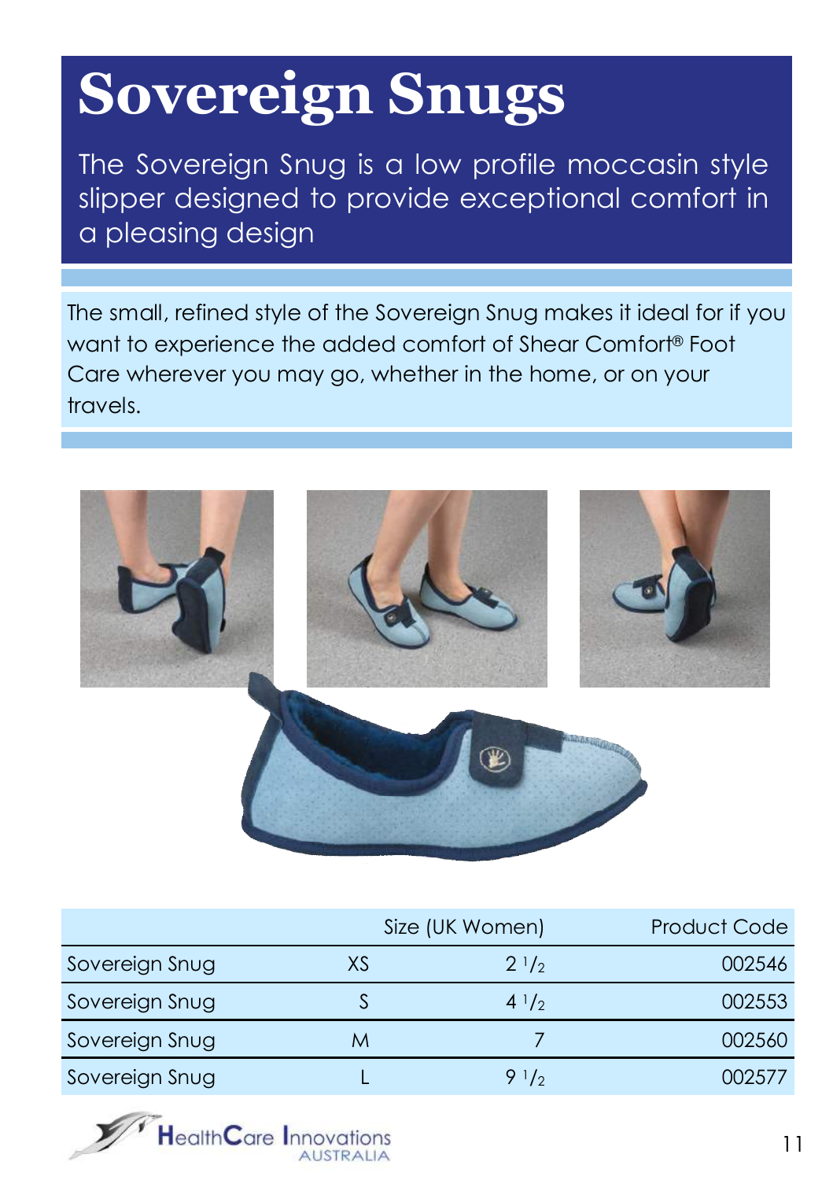# Sovereign Snugs

The Sovereign Snug is a low profile moccasin style slipper designed to provide exceptional comfort in a pleasing design

The small, refined style of the Sovereign Snug makes it ideal for if you want to experience the added comfort of Shear Comfort® Foot Care wherever you may go, whether in the home, or on your travels.

| | | Size (UK Women) | Product Code |
|---|---|---|---|
| Sovereign Snug | XS | 2 $^1/_2$ | 002546 |
| Sovereign Snug | S | 4 $^1/_2$ | 002553 |
| Sovereign Snug | M | 7 | 002560 |
| Sovereign Snug | L | 9 $^1/_2$ | 002577 |

HealthCare Innovations AUSTRALIA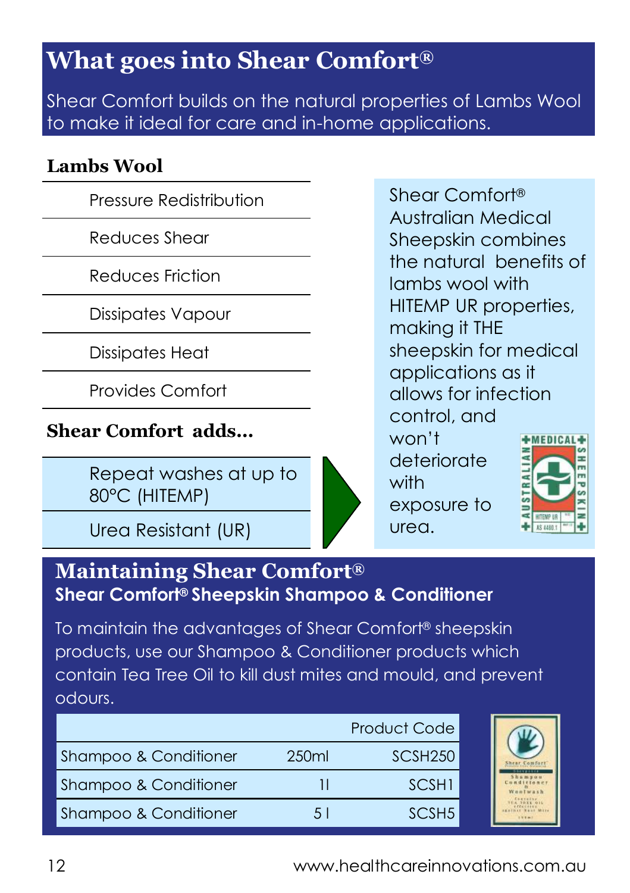# What goes into Shear Comfort®

Shear Comfort builds on the natural properties of Lambs Wool to make it ideal for care and in-home applications.

### Lambs Wool

- Pressure Redistribution
- Reduces Shear
- Reduces Friction
- Dissipates Vapour
- Dissipates Heat
- Provides Comfort

### Shear Comfort adds...

- Repeat washes at up to 80°C (HITEMP)
- Urea Resistant (UR)

Shear Comfort® Australian Medical Sheepskin combines the natural benefits of lambs wool with HITEMP UR properties, making it THE sheepskin for medical applications as it allows for infection control, and won't deteriorate with exposure to urea.

## Maintaining Shear Comfort®

### Shear Comfort® Sheepskin Shampoo & Conditioner

To maintain the advantages of Shear Comfort® sheepskin products, use our Shampoo & Conditioner products which contain Tea Tree Oil to kill dust mites and mould, and prevent odours.

| | | Product Code |
|---|---|---|
| Shampoo & Conditioner | 250ml | SCSH250 |
| Shampoo & Conditioner | 1l | SCSH1 |
| Shampoo & Conditioner | 5 l | SCSH5 |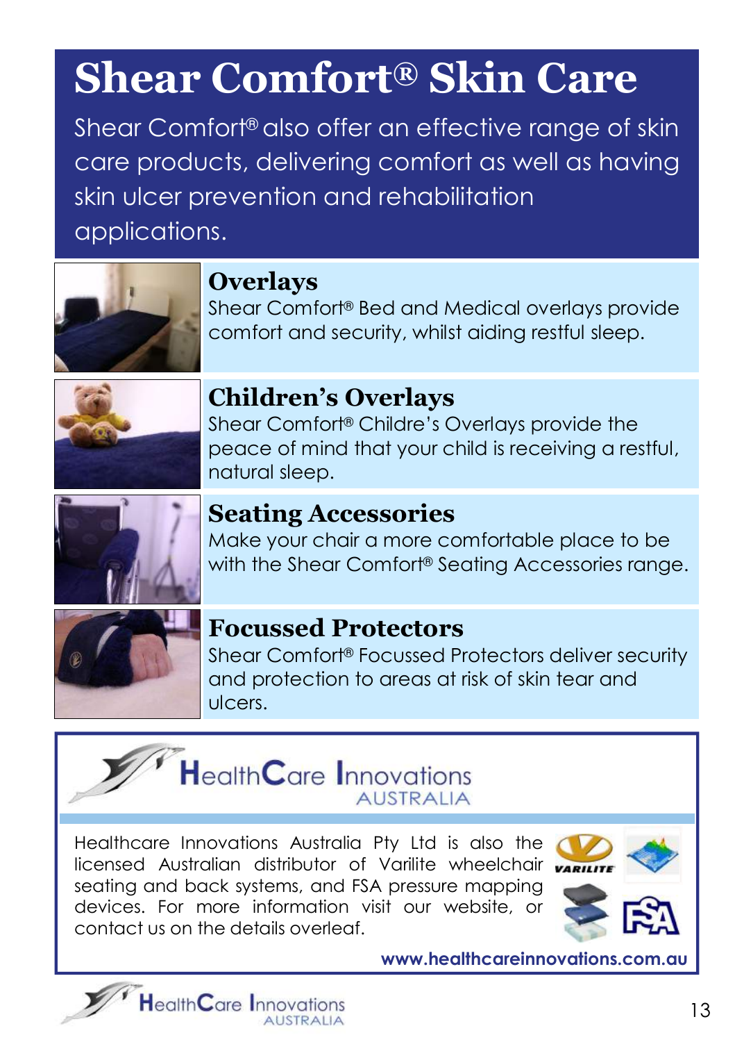# Shear Comfort® Skin Care

Shear Comfort® also offer an effective range of skin care products, delivering comfort as well as having skin ulcer prevention and rehabilitation applications.

## Overlays

Shear Comfort® Bed and Medical overlays provide comfort and security, whilst aiding restful sleep.

## Children's Overlays

Shear Comfort® Childre's Overlays provide the peace of mind that your child is receiving a restful, natural sleep.

## Seating Accessories

Make your chair a more comfortable place to be with the Shear Comfort® Seating Accessories range.

## Focussed Protectors

Shear Comfort® Focussed Protectors deliver security and protection to areas at risk of skin tear and ulcers.

**HealthCare Innovations AUSTRALIA**

Healthcare Innovations Australia Pty Ltd is also the licensed Australian distributor of Varilite wheelchair seating and back systems, and FSA pressure mapping devices. For more information visit our website, or contact us on the details overleaf.

**www.healthcareinnovations.com.au**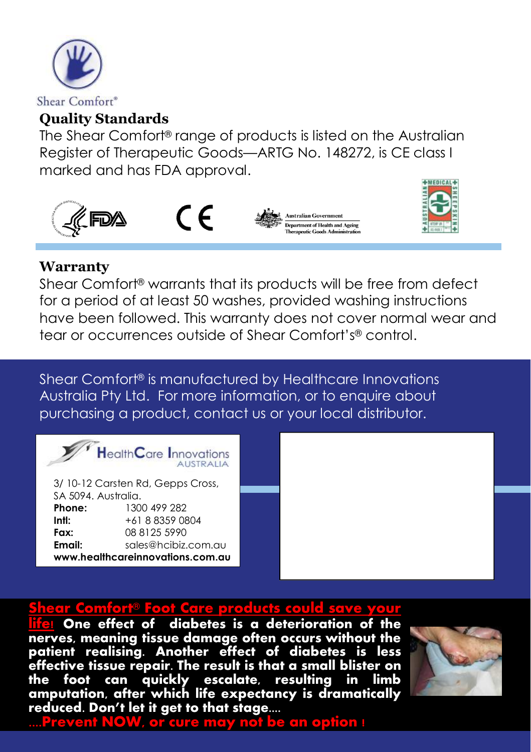Shear Comfort®

## Quality Standards

The Shear Comfort® range of products is listed on the Australian Register of Therapeutic Goods—ARTG No. 148272, is CE class I marked and has FDA approval.

## Warranty

Shear Comfort® warrants that its products will be free from defect for a period of at least 50 washes, provided washing instructions have been followed. This warranty does not cover normal wear and tear or occurrences outside of Shear Comfort's® control.

Shear Comfort® is manufactured by Healthcare Innovations Australia Pty Ltd. For more information, or to enquire about purchasing a product, contact us or your local distributor.

HealthCare Innovations AUSTRALIA

3/ 10-12 Carsten Rd, Gepps Cross, SA 5094. Australia.

| | |
|---|---|
| **Phone:** | 1300 499 282 |
| **Intl:** | +61 8 8359 0804 |
| **Fax:** | 08 8125 5990 |
| **Email:** | sales@hcibiz.com.au |

**www.healthcareinnovations.com.au**

**Shear Comfort® Foot Care products could save your life!** **One effect of diabetes is a deterioration of the nerves, meaning tissue damage often occurs without the patient realising. Another effect of diabetes is less effective tissue repair. The result is that a small blister on the foot can quickly escalate, resulting in limb amputation, after which life expectancy is dramatically reduced. Don't let it get to that stage....**

**....Prevent NOW, or cure may not be an option !**